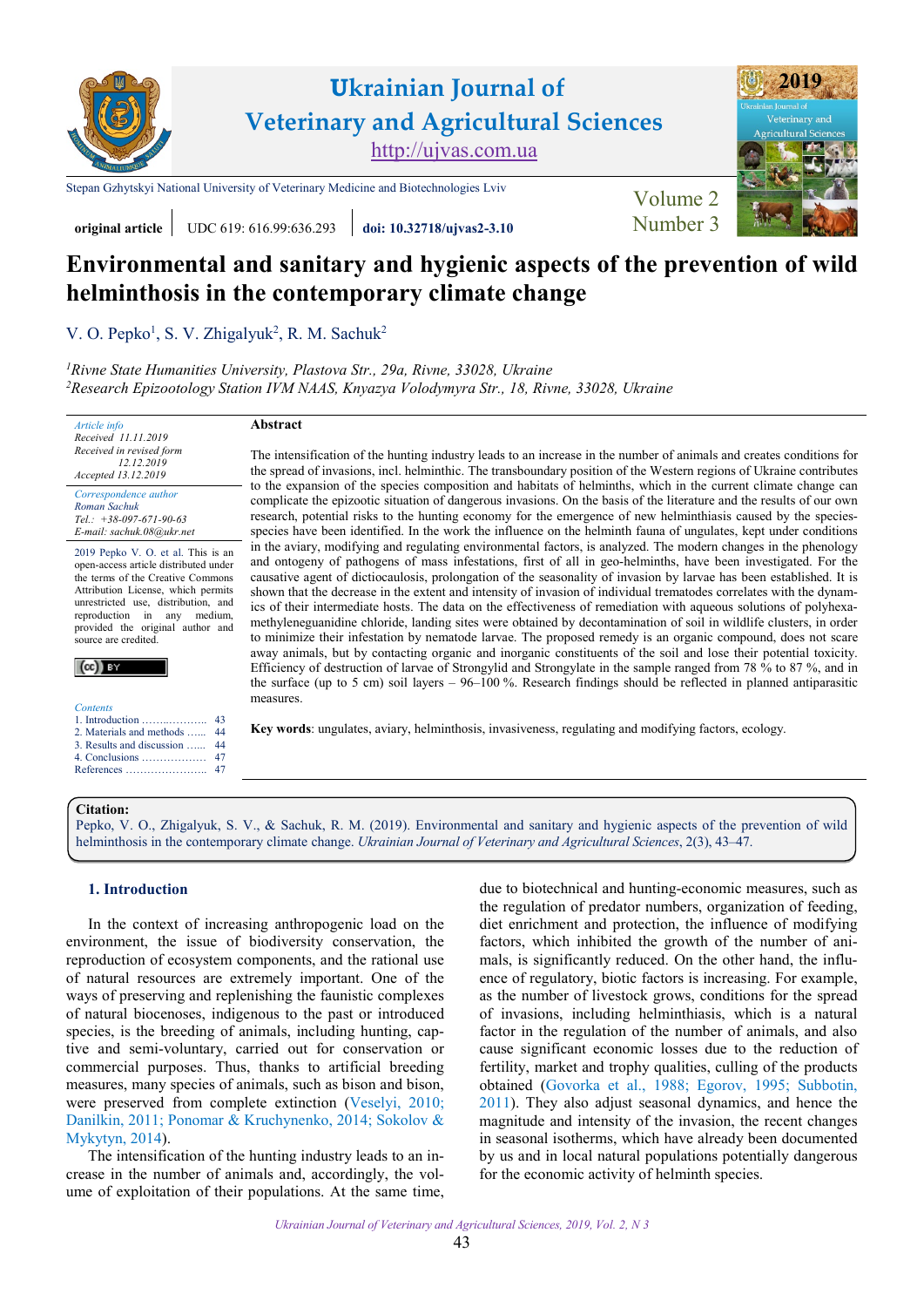Ukrainian Journal of Veterinary and Agricultural Sciences
http://ujvas.com.ua

Stepan Gzhytskyi National University of Veterinary Medicine and Biotechnologies Lviv

**original article** | UDC 619: 616.99:636.293 | **doi: 10.32718/ujvas2-3.10**

# Environmental and sanitary and hygienic aspects of the prevention of wild helminthosis in the contemporary climate change

V. O. Pepko[1], S. V. Zhigalyuk[2], R. M. Sachuk[2]

*[1]Rivne State Humanities University, Plastova Str., 29a, Rivne, 33028, Ukraine*
*[2]Research Epizootology Station IVM NAAS, Knyazya Volodymyra Str., 18, Rivne, 33028, Ukraine*

*Article info*
*Received 11.11.2019*
*Received in revised form 12.12.2019*
*Accepted 13.12.2019*

*Correspondence author*
*Roman Sachuk*
*Tel.: +38-097-671-90-63*
*E-mail: sachuk.08@ukr.net*

2019 Pepko V. O. et al. This is an open-access article distributed under the terms of the Creative Commons Attribution License, which permits unrestricted use, distribution, and reproduction in any medium, provided the original author and source are credited.

*Contents*
1. Introduction ........ 43
2. Materials and methods ...... 44
3. Results and discussion ...... 44
4. Conclusions ........ 47
References ........ 47

**Abstract**

The intensification of the hunting industry leads to an increase in the number of animals and creates conditions for the spread of invasions, incl. helminthic. The transboundary position of the Western regions of Ukraine contributes to the expansion of the species composition and habitats of helminths, which in the current climate change can complicate the epizootic situation of dangerous invasions. On the basis of the literature and the results of our own research, potential risks to the hunting economy for the emergence of new helminthiasis caused by the species-species have been identified. In the work the influence on the helminth fauna of ungulates, kept under conditions in the aviary, modifying and regulating environmental factors, is analyzed. The modern changes in the phenology and ontogeny of pathogens of mass infestations, first of all in geo-helminths, have been investigated. For the causative agent of dictiocaulosis, prolongation of the seasonality of invasion by larvae has been established. It is shown that the decrease in the extent and intensity of invasion of individual trematodes correlates with the dynamics of their intermediate hosts. The data on the effectiveness of remediation with aqueous solutions of polyhexamethyleneguanidine chloride, landing sites were obtained by decontamination of soil in wildlife clusters, in order to minimize their infestation by nematode larvae. The proposed remedy is an organic compound, does not scare away animals, but by contacting organic and inorganic constituents of the soil and lose their potential toxicity. Efficiency of destruction of larvae of Strongylid and Strongylate in the sample ranged from 78 % to 87 %, and in the surface (up to 5 cm) soil layers – 96–100 %. Research findings should be reflected in planned antiparasitic measures.

**Key words**: ungulates, aviary, helminthosis, invasiveness, regulating and modifying factors, ecology.

**Citation:**
Pepko, V. O., Zhigalyuk, S. V., & Sachuk, R. M. (2019). Environmental and sanitary and hygienic aspects of the prevention of wild helminthosis in the contemporary climate change. *Ukrainian Journal of Veterinary and Agricultural Sciences*, 2(3), 43–47.

## 1. Introduction

In the context of increasing anthropogenic load on the environment, the issue of biodiversity conservation, the reproduction of ecosystem components, and the rational use of natural resources are extremely important. One of the ways of preserving and replenishing the faunistic complexes of natural biocenoses, indigenous to the past or introduced species, is the breeding of animals, including hunting, captive and semi-voluntary, carried out for conservation or commercial purposes. Thus, thanks to artificial breeding measures, many species of animals, such as bison and bison, were preserved from complete extinction (Veselyi, 2010; Danilkin, 2011; Ponomar & Kruchynenko, 2014; Sokolov & Mykytyn, 2014).

The intensification of the hunting industry leads to an increase in the number of animals and, accordingly, the volume of exploitation of their populations. At the same time, due to biotechnical and hunting-economic measures, such as the regulation of predator numbers, organization of feeding, diet enrichment and protection, the influence of modifying factors, which inhibited the growth of the number of animals, is significantly reduced. On the other hand, the influence of regulatory, biotic factors is increasing. For example, as the number of livestock grows, conditions for the spread of invasions, including helminthiasis, which is a natural factor in the regulation of the number of animals, and also cause significant economic losses due to the reduction of fertility, market and trophy qualities, culling of the products obtained (Govorka et al., 1988; Egorov, 1995; Subbotin, 2011). They also adjust seasonal dynamics, and hence the magnitude and intensity of the invasion, the recent changes in seasonal isotherms, which have already been documented by us and in local natural populations potentially dangerous for the economic activity of helminth species.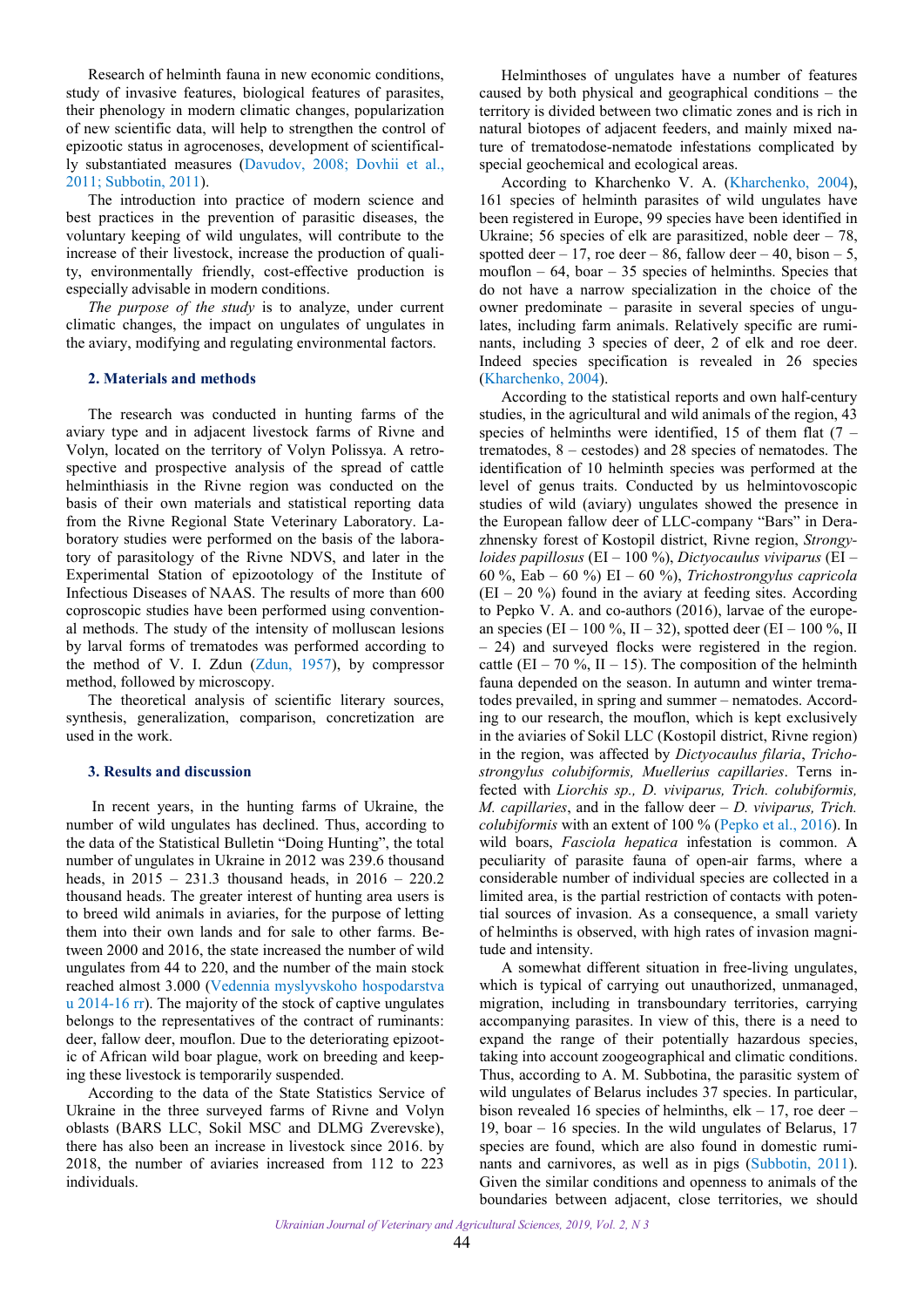Research of helminth fauna in new economic conditions, study of invasive features, biological features of parasites, their phenology in modern climatic changes, popularization of new scientific data, will help to strengthen the control of epizootic status in agrocenoses, development of scientifically substantiated measures (Davudov, 2008; Dovhii et al., 2011; Subbotin, 2011).

The introduction into practice of modern science and best practices in the prevention of parasitic diseases, the voluntary keeping of wild ungulates, will contribute to the increase of their livestock, increase the production of quality, environmentally friendly, cost-effective production is especially advisable in modern conditions.

*The purpose of the study* is to analyze, under current climatic changes, the impact on ungulates of ungulates in the aviary, modifying and regulating environmental factors.

## 2. Materials and methods

The research was conducted in hunting farms of the aviary type and in adjacent livestock farms of Rivne and Volyn, located on the territory of Volyn Polissya. A retrospective and prospective analysis of the spread of cattle helminthiasis in the Rivne region was conducted on the basis of their own materials and statistical reporting data from the Rivne Regional State Veterinary Laboratory. Laboratory studies were performed on the basis of the laboratory of parasitology of the Rivne NDVS, and later in the Experimental Station of epizootology of the Institute of Infectious Diseases of NAAS. The results of more than 600 coproscopic studies have been performed using conventional methods. The study of the intensity of molluscan lesions by larval forms of trematodes was performed according to the method of V. I. Zdun (Zdun, 1957), by compressor method, followed by microscopy.

The theoretical analysis of scientific literary sources, synthesis, generalization, comparison, concretization are used in the work.

## 3. Results and discussion

In recent years, in the hunting farms of Ukraine, the number of wild ungulates has declined. Thus, according to the data of the Statistical Bulletin "Doing Hunting", the total number of ungulates in Ukraine in 2012 was 239.6 thousand heads, in 2015 – 231.3 thousand heads, in 2016 – 220.2 thousand heads. The greater interest of hunting area users is to breed wild animals in aviaries, for the purpose of letting them into their own lands and for sale to other farms. Between 2000 and 2016, the state increased the number of wild ungulates from 44 to 220, and the number of the main stock reached almost 3.000 (Vedennia myslyvskoho hospodarstva u 2014-16 rr). The majority of the stock of captive ungulates belongs to the representatives of the contract of ruminants: deer, fallow deer, mouflon. Due to the deteriorating epizootic of African wild boar plague, work on breeding and keeping these livestock is temporarily suspended.

According to the data of the State Statistics Service of Ukraine in the three surveyed farms of Rivne and Volyn oblasts (BARS LLC, Sokil MSC and DLMG Zverevske), there has also been an increase in livestock since 2016. by 2018, the number of aviaries increased from 112 to 223 individuals.

Helminthoses of ungulates have a number of features caused by both physical and geographical conditions – the territory is divided between two climatic zones and is rich in natural biotopes of adjacent feeders, and mainly mixed nature of trematodose-nematode infestations complicated by special geochemical and ecological areas.

According to Kharchenko V. A. (Kharchenko, 2004), 161 species of helminth parasites of wild ungulates have been registered in Europe, 99 species have been identified in Ukraine; 56 species of elk are parasitized, noble deer – 78, spotted deer – 17, roe deer – 86, fallow deer – 40, bison – 5, mouflon – 64, boar – 35 species of helminths. Species that do not have a narrow specialization in the choice of the owner predominate – parasite in several species of ungulates, including farm animals. Relatively specific are ruminants, including 3 species of deer, 2 of elk and roe deer. Indeed species specification is revealed in 26 species (Kharchenko, 2004).

According to the statistical reports and own half-century studies, in the agricultural and wild animals of the region, 43 species of helminths were identified, 15 of them flat (7 – trematodes, 8 – cestodes) and 28 species of nematodes. The identification of 10 helminth species was performed at the level of genus traits. Conducted by us helmintovoscopic studies of wild (aviary) ungulates showed the presence in the European fallow deer of LLC-company "Bars" in Derazhnensky forest of Kostopil district, Rivne region, *Strongyloides papillosus* (EI – 100 %), *Dictyocaulus viviparus* (EI – 60 %, Eab – 60 %) EI – 60 %), *Trichostrongylus capricola* (EI – 20 %) found in the aviary at feeding sites. According to Pepko V. A. and co-authors (2016), larvae of the european species (EI – 100 %, II – 32), spotted deer (EI – 100 %, II – 24) and surveyed flocks were registered in the region. cattle (EI – 70 %, II – 15). The composition of the helminth fauna depended on the season. In autumn and winter trematodes prevailed, in spring and summer – nematodes. According to our research, the mouflon, which is kept exclusively in the aviaries of Sokil LLC (Kostopil district, Rivne region) in the region, was affected by *Dictyocaulus filaria*, *Trichostrongylus colubiformis, Muellerius capillaries*. Terns infected with *Liorchis sp., D. viviparus, Trich. colubiformis, M. capillaries*, and in the fallow deer – *D. viviparus, Trich. colubiformis* with an extent of 100 % (Pepko et al., 2016). In wild boars, *Fasciola hepatica* infestation is common. A peculiarity of parasite fauna of open-air farms, where a considerable number of individual species are collected in a limited area, is the partial restriction of contacts with potential sources of invasion. As a consequence, a small variety of helminths is observed, with high rates of invasion magnitude and intensity.

A somewhat different situation in free-living ungulates, which is typical of carrying out unauthorized, unmanaged, migration, including in transboundary territories, carrying accompanying parasites. In view of this, there is a need to expand the range of their potentially hazardous species, taking into account zoogeographical and climatic conditions. Thus, according to A. M. Subbotina, the parasitic system of wild ungulates of Belarus includes 37 species. In particular, bison revealed 16 species of helminths, elk – 17, roe deer – 19, boar – 16 species. In the wild ungulates of Belarus, 17 species are found, which are also found in domestic ruminants and carnivores, as well as in pigs (Subbotin, 2011). Given the similar conditions and openness to animals of the boundaries between adjacent, close territories, we should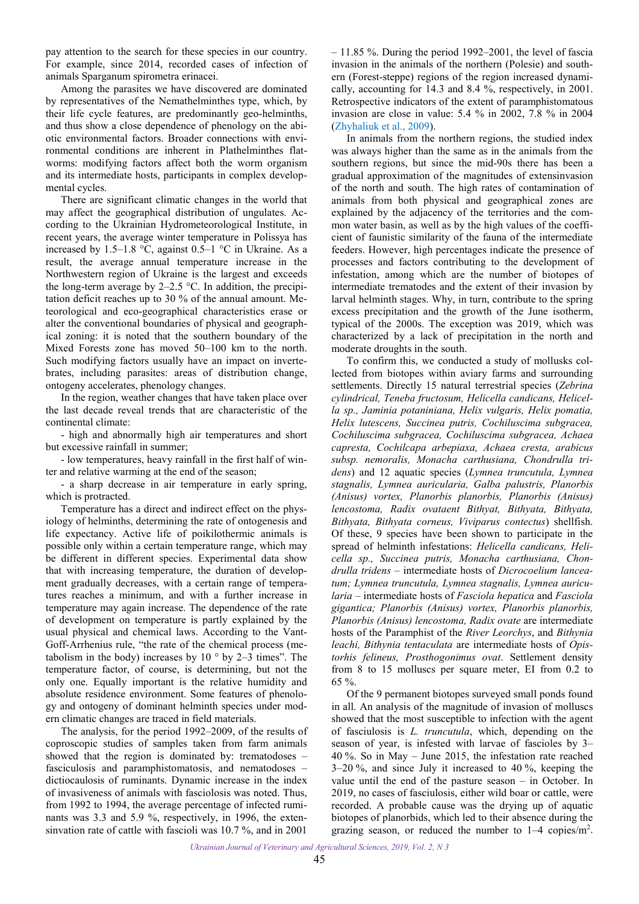pay attention to the search for these species in our country. For example, since 2014, recorded cases of infection of animals Sparganum spirometra erinacei.

Among the parasites we have discovered are dominated by representatives of the Nemathelminthes type, which, by their life cycle features, are predominantly geo-helminths, and thus show a close dependence of phenology on the abiotic environmental factors. Broader connections with environmental conditions are inherent in Plathelminthes flatworms: modifying factors affect both the worm organism and its intermediate hosts, participants in complex developmental cycles.

There are significant climatic changes in the world that may affect the geographical distribution of ungulates. According to the Ukrainian Hydrometeorological Institute, in recent years, the average winter temperature in Polissya has increased by 1.5–1.8 °C, against 0.5–1 °C in Ukraine. As a result, the average annual temperature increase in the Northwestern region of Ukraine is the largest and exceeds the long-term average by 2–2.5 °C. In addition, the precipitation deficit reaches up to 30 % of the annual amount. Meteorological and eco-geographical characteristics erase or alter the conventional boundaries of physical and geographical zoning: it is noted that the southern boundary of the Mixed Forests zone has moved 50–100 km to the north. Such modifying factors usually have an impact on invertebrates, including parasites: areas of distribution change, ontogeny accelerates, phenology changes.

In the region, weather changes that have taken place over the last decade reveal trends that are characteristic of the continental climate:

- high and abnormally high air temperatures and short but excessive rainfall in summer;
- low temperatures, heavy rainfall in the first half of winter and relative warming at the end of the season;
- a sharp decrease in air temperature in early spring, which is protracted.

Temperature has a direct and indirect effect on the physiology of helminths, determining the rate of ontogenesis and life expectancy. Active life of poikilothermic animals is possible only within a certain temperature range, which may be different in different species. Experimental data show that with increasing temperature, the duration of development gradually decreases, with a certain range of temperatures reaches a minimum, and with a further increase in temperature may again increase. The dependence of the rate of development on temperature is partly explained by the usual physical and chemical laws. According to the Vant-Goff-Arrhenius rule, "the rate of the chemical process (metabolism in the body) increases by 10 ° by 2–3 times". The temperature factor, of course, is determining, but not the only one. Equally important is the relative humidity and absolute residence environment. Some features of phenology and ontogeny of dominant helminth species under modern climatic changes are traced in field materials.

The analysis, for the period 1992–2009, of the results of coproscopic studies of samples taken from farm animals showed that the region is dominated by: trematodoses – fasciculosis and paramphistomatosis, and nematodoses – dictiocaulosis of ruminants. Dynamic increase in the index of invasiveness of animals with fasciolosis was noted. Thus, from 1992 to 1994, the average percentage of infected ruminants was 3.3 and 5.9 %, respectively, in 1996, the extensinvation rate of cattle with fascioli was 10.7 %, and in 2001 – 11.85 %. During the period 1992–2001, the level of fascia invasion in the animals of the northern (Polesie) and southern (Forest-steppe) regions of the region increased dynamically, accounting for 14.3 and 8.4 %, respectively, in 2001. Retrospective indicators of the extent of paramphistomatous invasion are close in value: 5.4 % in 2002, 7.8 % in 2004 (Zhyhaliuk et al., 2009).

In animals from the northern regions, the studied index was always higher than the same as in the animals from the southern regions, but since the mid-90s there has been a gradual approximation of the magnitudes of extensinvasion of the north and south. The high rates of contamination of animals from both physical and geographical zones are explained by the adjacency of the territories and the common water basin, as well as by the high values of the coefficient of faunistic similarity of the fauna of the intermediate feeders. However, high percentages indicate the presence of processes and factors contributing to the development of infestation, among which are the number of biotopes of intermediate trematodes and the extent of their invasion by larval helminth stages. Why, in turn, contribute to the spring excess precipitation and the growth of the June isotherm, typical of the 2000s. The exception was 2019, which was characterized by a lack of precipitation in the north and moderate droughts in the south.

To confirm this, we conducted a study of mollusks collected from biotopes within aviary farms and surrounding settlements. Directly 15 natural terrestrial species (*Zebrina cylindrical, Teneba fructosum, Helicella candicans, Helicella sp., Jaminia potaniniana, Helix vulgaris, Helix pomatia, Helix lutescens, Succinea putris, Cochiluscima subgracea, Cochiluscima subgracea, Cochiluscima subgracea, Achaea capresta, Cochilcapa arbepiaxa, Achaea cresta, arabicus subsp. nemoralis, Monacha carthusiana, Chondrulla tridens*) and 12 aquatic species (*Lymnea truncutula, Lymnea stagnalis, Lymnea auricularia, Galba palustris, Planorbis (Anisus) vortex, Planorbis planorbis, Planorbis (Anisus) lencostoma, Radix ovataent Bithyat, Bithyata, Bithyata, Bithyata, Bithyata corneus, Viviparus contectus*) shellfish. Of these, 9 species have been shown to participate in the spread of helminth infestations: *Helicella candicans, Helicella sp., Succinea putris, Monacha carthusiana, Chondrulla tridens* – intermediate hosts of *Dicrocoelium lanceatum; Lymnea truncutula, Lymnea stagnalis, Lymnea auricularia* – intermediate hosts of *Fasciola hepatica* and *Fasciola gigantica; Planorbis (Anisus) vortex, Planorbis planorbis, Planorbis (Anisus) lencostoma, Radix ovate* are intermediate hosts of the Paramphist of the *River Leorchys*, and *Bithynia leachi, Bithynia tentaculata* are intermediate hosts of *Opistorhis felineus, Prosthogonimus ovat*. Settlement density from 8 to 15 molluscs per square meter, EI from 0.2 to 65 %.

Of the 9 permanent biotopes surveyed small ponds found in all. An analysis of the magnitude of invasion of molluscs showed that the most susceptible to infection with the agent of fasciolosis is *L. truncutula*, which, depending on the season of year, is infested with larvae of fascioles by 3–40 %. So in May – June 2015, the infestation rate reached 3–20 %, and since July it increased to 40 %, keeping the value until the end of the pasture season – in October. In 2019, no cases of fasciulosis, either wild boar or cattle, were recorded. A probable cause was the drying up of aquatic biotopes of planorbids, which led to their absence during the grazing season, or reduced the number to 1–4 copies/m$^2$.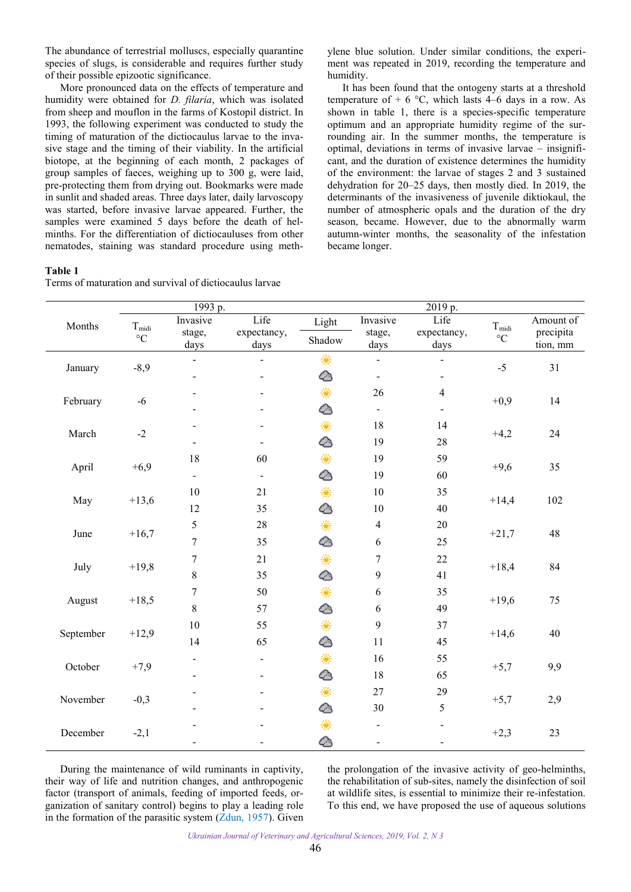The abundance of terrestrial molluscs, especially quarantine species of slugs, is considerable and requires further study of their possible epizootic significance.

More pronounced data on the effects of temperature and humidity were obtained for *D. filaria*, which was isolated from sheep and mouflon in the farms of Kostopil district. In 1993, the following experiment was conducted to study the timing of maturation of the dictiocaulus larvae to the invasive stage and the timing of their viability. In the artificial biotope, at the beginning of each month, 2 packages of group samples of faeces, weighing up to 300 g, were laid, pre-protecting them from drying out. Bookmarks were made in sunlit and shaded areas. Three days later, daily larvoscopy was started, before invasive larvae appeared. Further, the samples were examined 5 days before the death of helminths. For the differentiation of dictiocaulyses from other nematodes, staining was standard procedure using methylene blue solution. Under similar conditions, the experiment was repeated in 2019, recording the temperature and humidity.

It has been found that the ontogeny starts at a threshold temperature of + 6 °C, which lasts 4–6 days in a row. As shown in table 1, there is a species-specific temperature optimum and an appropriate humidity regime of the surrounding air. In the summer months, the temperature is optimal, deviations in terms of invasive larvae – insignificant, and the duration of existence determines the humidity of the environment: the larvae of stages 2 and 3 sustained dehydration for 20–25 days, then mostly died. In 2019, the determinants of the invasiveness of juvenile diktiokaul, the number of atmospheric opals and the duration of the dry season, became. However, due to the abnormally warm autumn-winter months, the seasonality of the infestation became longer.

**Table 1**
Terms of maturation and survival of dictiocaulus larvae

| Months | 1993 p. | | | | 2019 p. | | | |
|---|---|---|---|---|---|---|---|---|
| | $T_{midi}$ °C | Invasive stage, days | Life expectancy, days | Light / Shadow | Invasive stage, days | Life expectancy, days | $T_{midi}$ °C | Amount of precipitation, mm |
| January | -8,9 | - | - | Light | - | - | -5 | 31 |
| | | - | - | Shadow | - | - | | |
| February | -6 | - | - | Light | 26 | 4 | +0,9 | 14 |
| | | - | - | Shadow | - | - | | |
| March | -2 | - | - | Light | 18 | 14 | +4,2 | 24 |
| | | - | - | Shadow | 19 | 28 | | |
| April | +6,9 | 18 | 60 | Light | 19 | 59 | +9,6 | 35 |
| | | - | - | Shadow | 19 | 60 | | |
| May | +13,6 | 10 | 21 | Light | 10 | 35 | +14,4 | 102 |
| | | 12 | 35 | Shadow | 10 | 40 | | |
| June | +16,7 | 5 | 28 | Light | 4 | 20 | +21,7 | 48 |
| | | 7 | 35 | Shadow | 6 | 25 | | |
| July | +19,8 | 7 | 21 | Light | 7 | 22 | +18,4 | 84 |
| | | 8 | 35 | Shadow | 9 | 41 | | |
| August | +18,5 | 7 | 50 | Light | 6 | 35 | +19,6 | 75 |
| | | 8 | 57 | Shadow | 6 | 49 | | |
| September | +12,9 | 10 | 55 | Light | 9 | 37 | +14,6 | 40 |
| | | 14 | 65 | Shadow | 11 | 45 | | |
| October | +7,9 | - | - | Light | 16 | 55 | +5,7 | 9,9 |
| | | - | - | Shadow | 18 | 65 | | |
| November | -0,3 | - | - | Light | 27 | 29 | +5,7 | 2,9 |
| | | - | - | Shadow | 30 | 5 | | |
| December | -2,1 | - | - | Light | - | - | +2,3 | 23 |
| | | - | - | Shadow | - | - | | |

During the maintenance of wild ruminants in captivity, their way of life and nutrition changes, and anthropogenic factor (transport of animals, feeding of imported feeds, organization of sanitary control) begins to play a leading role in the formation of the parasitic system (Zdun, 1957). Given the prolongation of the invasive activity of geo-helminths, the rehabilitation of sub-sites, namely the disinfection of soil at wildlife sites, is essential to minimize their re-infestation. To this end, we have proposed the use of aqueous solutions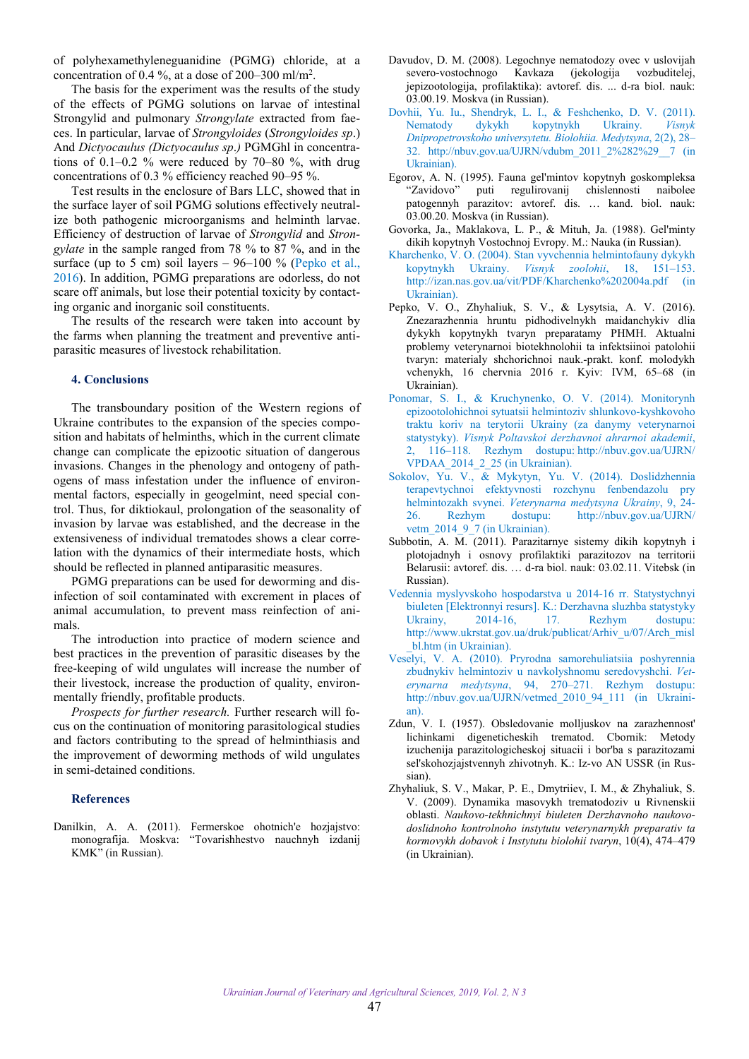of polyhexamethyleneguanidine (PGMG) chloride, at a concentration of 0.4 %, at a dose of 200–300 ml/m$^2$.

The basis for the experiment was the results of the study of the effects of PGMG solutions on larvae of intestinal Strongylid and pulmonary *Strongylate* extracted from faeces. In particular, larvae of *Strongyloides* (*Strongyloides sp.*) And *Dictyocaulus (Dictyocaulus sp.)* PGMGhl in concentrations of 0.1–0.2 % were reduced by 70–80 %, with drug concentrations of 0.3 % efficiency reached 90–95 %.

Test results in the enclosure of Bars LLC, showed that in the surface layer of soil PGMG solutions effectively neutralize both pathogenic microorganisms and helminth larvae. Efficiency of destruction of larvae of *Strongylid* and *Strongylate* in the sample ranged from 78 % to 87 %, and in the surface (up to 5 cm) soil layers – 96–100 % (Pepko et al., 2016). In addition, PGMG preparations are odorless, do not scare off animals, but lose their potential toxicity by contacting organic and inorganic soil constituents.

The results of the research were taken into account by the farms when planning the treatment and preventive antiparasitic measures of livestock rehabilitation.

## 4. Conclusions

The transboundary position of the Western regions of Ukraine contributes to the expansion of the species composition and habitats of helminths, which in the current climate change can complicate the epizootic situation of dangerous invasions. Changes in the phenology and ontogeny of pathogens of mass infestation under the influence of environmental factors, especially in geogelmint, need special control. Thus, for diktiokaul, prolongation of the seasonality of invasion by larvae was established, and the decrease in the extensiveness of individual trematodes shows a clear correlation with the dynamics of their intermediate hosts, which should be reflected in planned antiparasitic measures.

PGMG preparations can be used for deworming and disinfection of soil contaminated with excrement in places of animal accumulation, to prevent mass reinfection of animals.

The introduction into practice of modern science and best practices in the prevention of parasitic diseases by the free-keeping of wild ungulates will increase the number of their livestock, increase the production of quality, environmentally friendly, profitable products.

*Prospects for further research.* Further research will focus on the continuation of monitoring parasitological studies and factors contributing to the spread of helminthiasis and the improvement of deworming methods of wild ungulates in semi-detained conditions.

## References

Danilkin, A. A. (2011). Fermerskoe ohotnich'e hozjajstvo: monografija. Moskva: "Tovarishhestvo nauchnyh izdanij KMK" (in Russian).

Davudov, D. M. (2008). Legochnye nematodozy ovec v uslovijah severo-vostochnogo Kavkaza (jekologija vozbuditelej, jepizootologija, profilaktika): avtoref. dis. ... d-ra biol. nauk: 03.00.19. Moskva (in Russian).

Dovhii, Yu. Iu., Shendryk, L. I., & Feshchenko, D. V. (2011). Nematody dykykh kopytnykh Ukrainy. *Visnyk Dnipropetrovskoho universytetu. Biolohiia. Medytsyna*, 2(2), 28–32. http://nbuv.gov.ua/UJRN/vdubm_2011_2%282%29__7 (in Ukrainian).

Egorov, A. N. (1995). Fauna gel'mintov kopytnyh goskompleksa "Zavidovo" puti regulirovanij chislennosti naibolee patogennyh parazitov: avtoref. dis. … kand. biol. nauk: 03.00.20. Moskva (in Russian).

Govorka, Ja., Maklakova, L. P., & Mituh, Ja. (1988). Gel'minty dikih kopytnyh Vostochnoj Evropy. M.: Nauka (in Russian).

Kharchenko, V. O. (2004). Stan vyvchennia helmintofauny dykykh kopytnykh Ukrainy. *Visnyk zoolohii*, 18, 151–153. http://izan.nas.gov.ua/vit/PDF/Kharchenko%202004a.pdf (in Ukrainian).

Pepko, V. O., Zhyhaliuk, S. V., & Lysytsia, A. V. (2016). Znezarazhennia hruntu pidhodivelnykh maidanchykiv dlia dykykh kopytnykh tvaryn preparatamy PHMH. Aktualni problemy veterynarnoi biotekhnolohii ta infektsiinoi patolohii tvaryn: materialy shchorichnoi nauk.-prakt. konf. molodykh vchenykh, 16 chervnia 2016 r. Kyiv: IVM, 65–68 (in Ukrainian).

Ponomar, S. I., & Kruchynenko, O. V. (2014). Monitorynh epizootolohichnoi sytuatsii helmintoziv shlunkovo-kyshkovoho traktu koriv na terytorii Ukrainy (za danymy veterynarnoi statystyky). *Visnyk Poltavskoi derzhavnoi ahrarnoi akademii*, 2, 116–118. Rezhym dostupu: http://nbuv.gov.ua/UJRN/VPDAA_2014_2_25 (in Ukrainian).

Sokolov, Yu. V., & Mykytyn, Yu. V. (2014). Doslidzhennia terapevtychnoi efektyvnosti rozchynu fenbendazolu pry helmintozakh svynei. *Veterynarna medytsyna Ukrainy*, 9, 24-26. Rezhym dostupu: http://nbuv.gov.ua/UJRN/vetm_2014_9_7 (in Ukrainian).

Subbotin, A. M. (2011). Parazitarnye sistemy dikih kopytnyh i plotojadnyh i osnovy profilaktiki parazitozov na territorii Belarusii: avtoref. dis. … d-ra biol. nauk: 03.02.11. Vitebsk (in Russian).

Vedennia myslyvskoho hospodarstva u 2014-16 rr. Statystychnyi biuleten [Elektronnyi resurs]. K.: Derzhavna sluzhba statystyky Ukrainy, 2014-16, 17. Rezhym dostupu: http://www.ukrstat.gov.ua/druk/publicat/Arhiv_u/07/Arch_misl_bl.htm (in Ukrainian).

Veselyi, V. A. (2010). Pryrodna samorehuliatsiia poshyrennia zbudnykiv helmintoziv u navkolyshnomu seredovyshchi. *Veterynarna medytsyna*, 94, 270–271. Rezhym dostupu: http://nbuv.gov.ua/UJRN/vetmed_2010_94_111 (in Ukrainian).

Zdun, V. I. (1957). Obsledovanie molljuskov na zarazhennost' lichinkami digeneticheskih trematod. Cbornik: Metody izuchenija parazitologicheskoj situacii i bor'ba s parazitozami sel'skohozjajstvennyh zhivotnyh. K.: Iz-vo AN USSR (in Russian).

Zhyhaliuk, S. V., Makar, P. E., Dmytriiev, I. M., & Zhyhaliuk, S. V. (2009). Dynamika masovykh trematodoziv u Rivnenskii oblasti. *Naukovo-tekhnichnyi biuleten Derzhavnoho naukovo-doslidnoho kontrolnoho instytutu veterynarnykh preparativ ta kormovykh dobavok i Instytutu biolohii tvaryn*, 10(4), 474–479 (in Ukrainian).